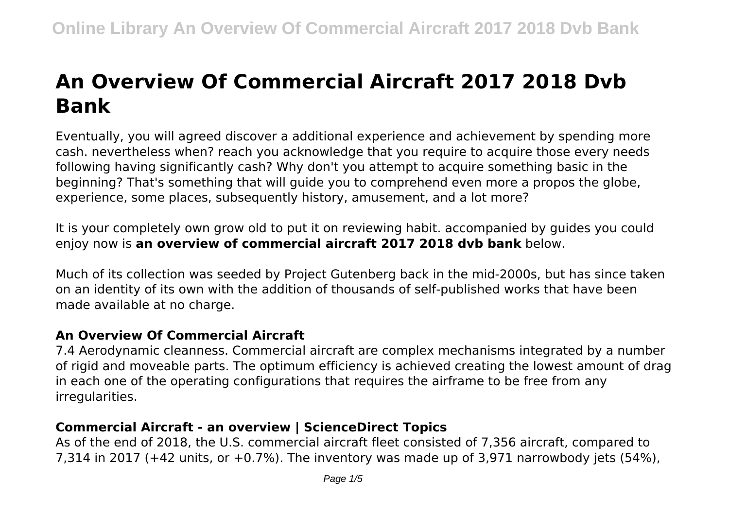# An Overview Of Commercial Aircraft 2017 2018 Dvb Bank

Eventually, you will agreed discover a additional experience and achievement by spending more cash. nevertheless when? reach you acknowledge that you require to acquire those every needs following having significantly cash? Why don't you attempt to acquire something basic in the beginning? That's something that will guide you to comprehend even more a propos the globe, experience, some places, subsequently history, amusement, and a lot more?

It is your completely own grow old to put it on reviewing habit. accompanied by guides you could enjoy now is **an overview of commercial aircraft 2017 2018 dvb bank** below.

Much of its collection was seeded by Project Gutenberg back in the mid-2000s, but has since taken on an identity of its own with the addition of thousands of self-published works that have been made available at no charge.

## An Overview Of Commercial Aircraft

7.4 Aerodynamic cleanness. Commercial aircraft are complex mechanisms integrated by a number of rigid and moveable parts. The optimum efficiency is achieved creating the lowest amount of drag in each one of the operating configurations that requires the airframe to be free from any irregularities.

## Commercial Aircraft - an overview | ScienceDirect Topics

As of the end of 2018, the U.S. commercial aircraft fleet consisted of 7,356 aircraft, compared to 7,314 in 2017 (+42 units, or +0.7%). The inventory was made up of 3,971 narrowbody jets (54%),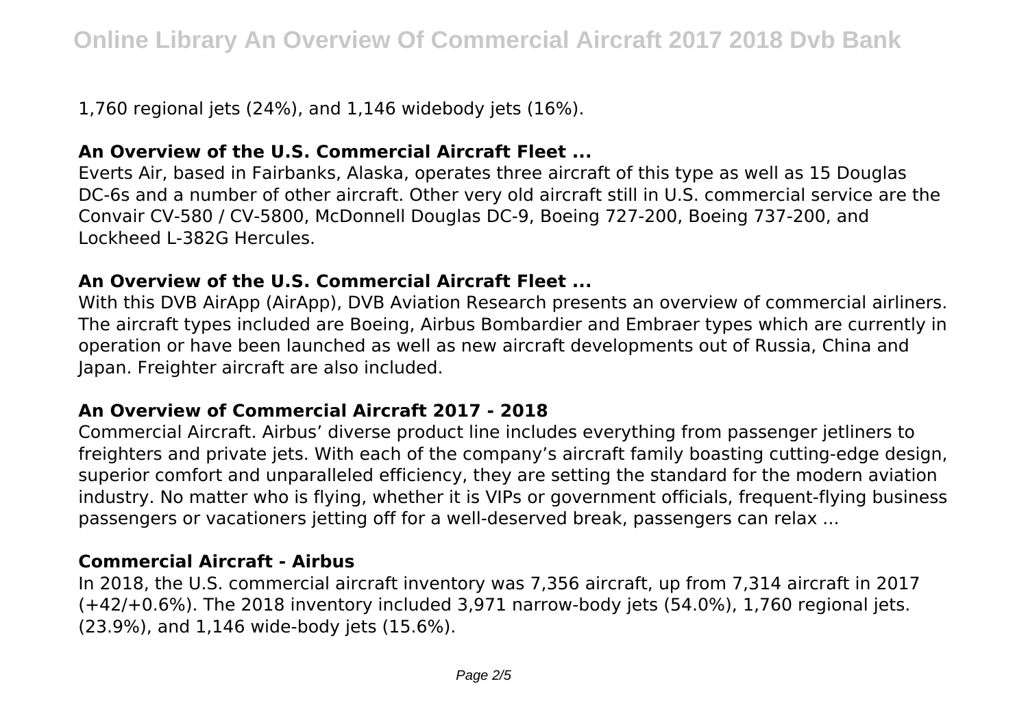1,760 regional jets (24%), and 1,146 widebody jets (16%).

## An Overview of the U.S. Commercial Aircraft Fleet ...

Everts Air, based in Fairbanks, Alaska, operates three aircraft of this type as well as 15 Douglas DC-6s and a number of other aircraft. Other very old aircraft still in U.S. commercial service are the Convair CV-580 / CV-5800, McDonnell Douglas DC-9, Boeing 727-200, Boeing 737-200, and Lockheed L-382G Hercules.

## An Overview of the U.S. Commercial Aircraft Fleet ...

With this DVB AirApp (AirApp), DVB Aviation Research presents an overview of commercial airliners. The aircraft types included are Boeing, Airbus Bombardier and Embraer types which are currently in operation or have been launched as well as new aircraft developments out of Russia, China and Japan. Freighter aircraft are also included.

## An Overview of Commercial Aircraft 2017 - 2018

Commercial Aircraft. Airbus' diverse product line includes everything from passenger jetliners to freighters and private jets. With each of the company's aircraft family boasting cutting-edge design, superior comfort and unparalleled efficiency, they are setting the standard for the modern aviation industry. No matter who is flying, whether it is VIPs or government officials, frequent-flying business passengers or vacationers jetting off for a well-deserved break, passengers can relax ...

## Commercial Aircraft - Airbus

In 2018, the U.S. commercial aircraft inventory was 7,356 aircraft, up from 7,314 aircraft in 2017 (+42/+0.6%). The 2018 inventory included 3,971 narrow-body jets (54.0%), 1,760 regional jets. (23.9%), and 1,146 wide-body jets (15.6%).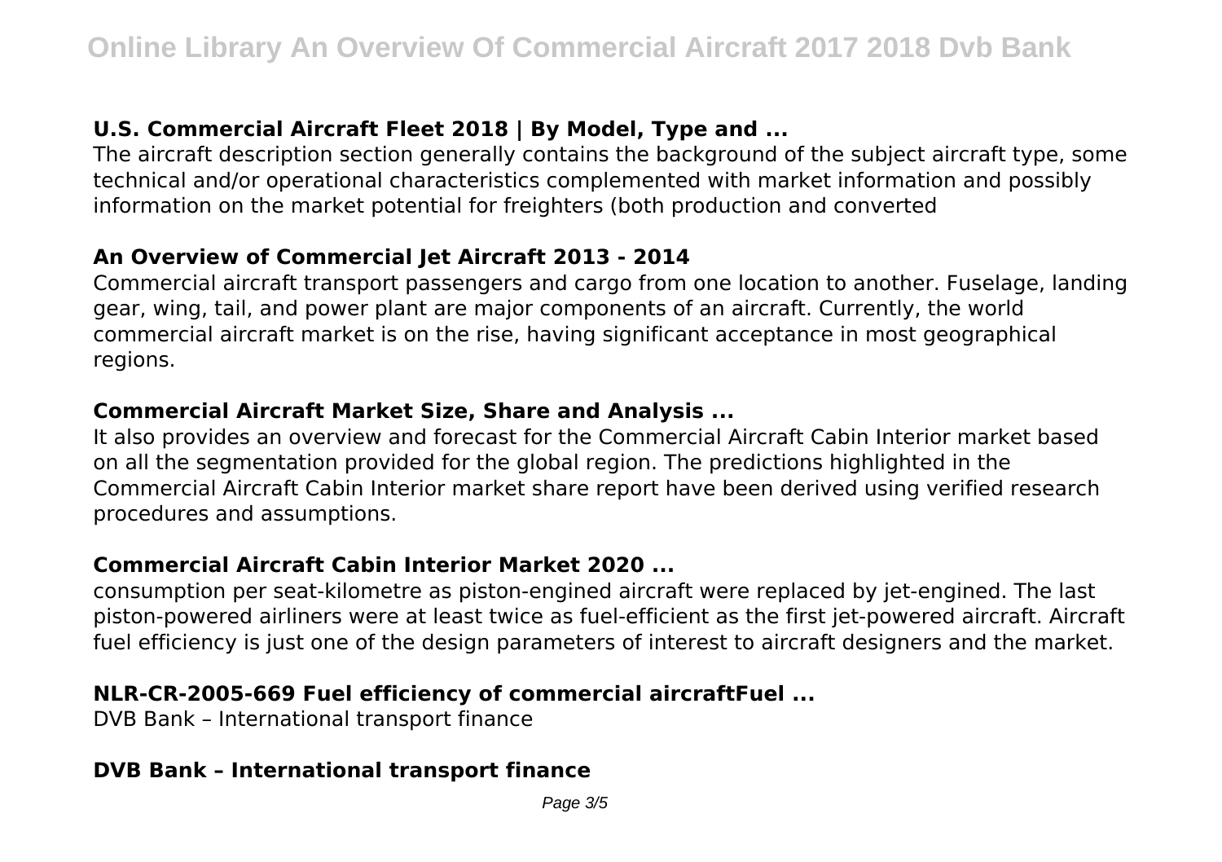### U.S. Commercial Aircraft Fleet 2018 | By Model, Type and ...

The aircraft description section generally contains the background of the subject aircraft type, some technical and/or operational characteristics complemented with market information and possibly information on the market potential for freighters (both production and converted

### An Overview of Commercial Jet Aircraft 2013 - 2014

Commercial aircraft transport passengers and cargo from one location to another. Fuselage, landing gear, wing, tail, and power plant are major components of an aircraft. Currently, the world commercial aircraft market is on the rise, having significant acceptance in most geographical regions.

### Commercial Aircraft Market Size, Share and Analysis ...

It also provides an overview and forecast for the Commercial Aircraft Cabin Interior market based on all the segmentation provided for the global region. The predictions highlighted in the Commercial Aircraft Cabin Interior market share report have been derived using verified research procedures and assumptions.

### Commercial Aircraft Cabin Interior Market 2020 ...

consumption per seat-kilometre as piston-engined aircraft were replaced by jet-engined. The last piston-powered airliners were at least twice as fuel-efficient as the first jet-powered aircraft. Aircraft fuel efficiency is just one of the design parameters of interest to aircraft designers and the market.

### NLR-CR-2005-669 Fuel efficiency of commercial aircraftFuel ...

DVB Bank – International transport finance

### DVB Bank – International transport finance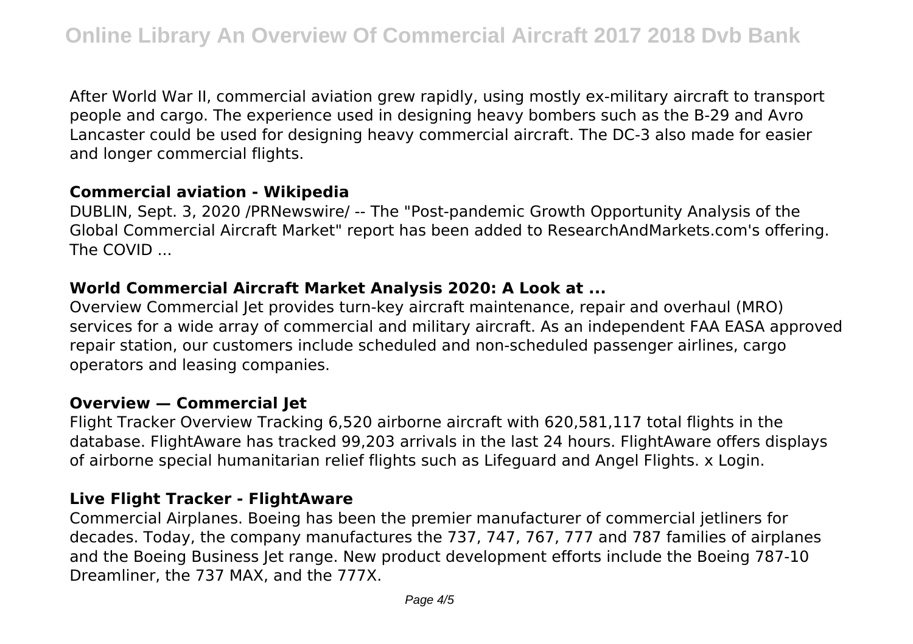After World War II, commercial aviation grew rapidly, using mostly ex-military aircraft to transport people and cargo. The experience used in designing heavy bombers such as the B-29 and Avro Lancaster could be used for designing heavy commercial aircraft. The DC-3 also made for easier and longer commercial flights.

### **Commercial aviation - Wikipedia**

DUBLIN, Sept. 3, 2020 /PRNewswire/ -- The "Post-pandemic Growth Opportunity Analysis of the Global Commercial Aircraft Market" report has been added to ResearchAndMarkets.com's offering. The COVID ...

### **World Commercial Aircraft Market Analysis 2020: A Look at ...**

Overview Commercial Jet provides turn-key aircraft maintenance, repair and overhaul (MRO) services for a wide array of commercial and military aircraft. As an independent FAA EASA approved repair station, our customers include scheduled and non-scheduled passenger airlines, cargo operators and leasing companies.

### **Overview — Commercial Jet**

Flight Tracker Overview Tracking 6,520 airborne aircraft with 620,581,117 total flights in the database. FlightAware has tracked 99,203 arrivals in the last 24 hours. FlightAware offers displays of airborne special humanitarian relief flights such as Lifeguard and Angel Flights. x Login.

### **Live Flight Tracker - FlightAware**

Commercial Airplanes. Boeing has been the premier manufacturer of commercial jetliners for decades. Today, the company manufactures the 737, 747, 767, 777 and 787 families of airplanes and the Boeing Business Jet range. New product development efforts include the Boeing 787-10 Dreamliner, the 737 MAX, and the 777X.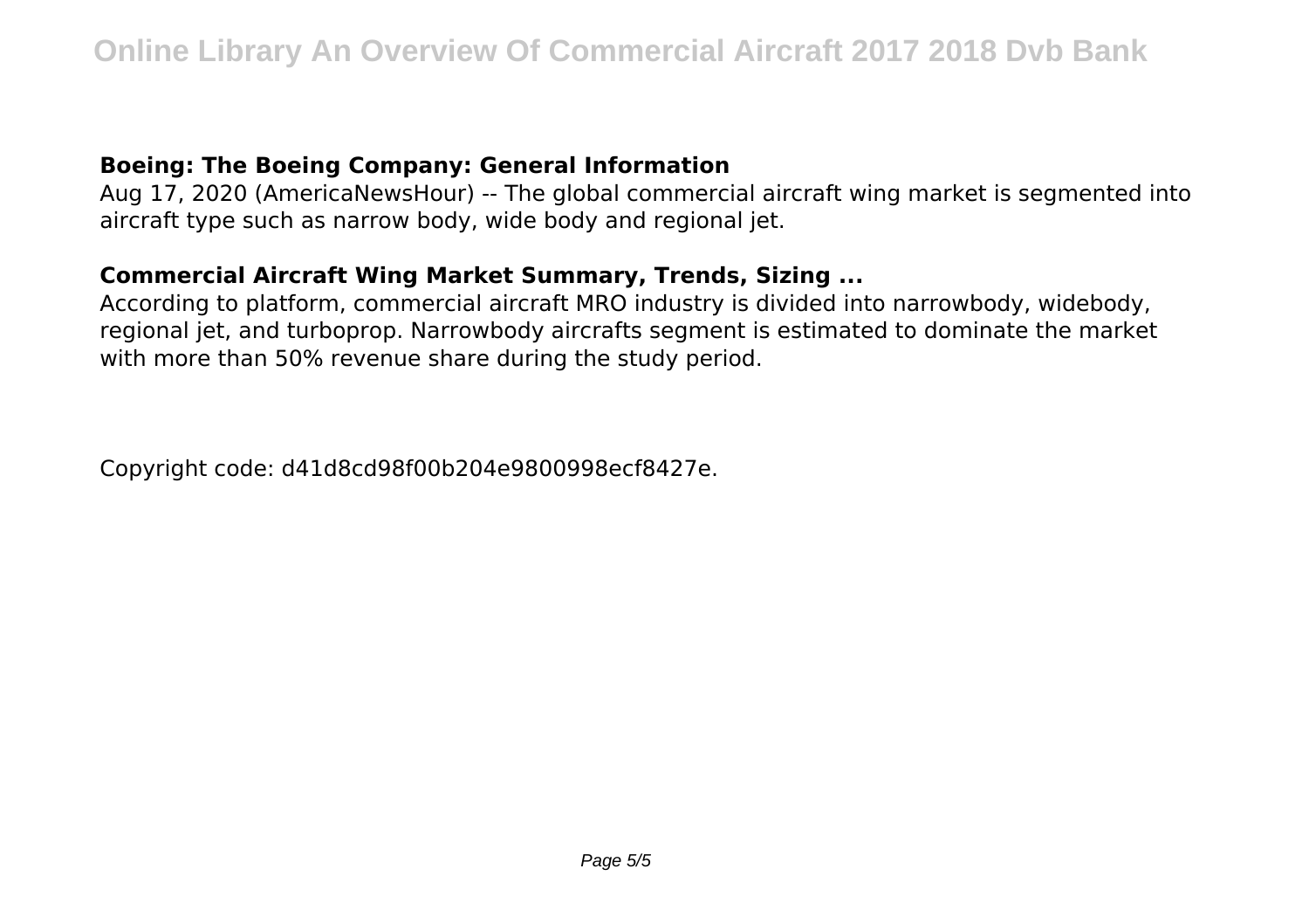**Boeing: The Boeing Company: General Information**

Aug 17, 2020 (AmericaNewsHour) -- The global commercial aircraft wing market is segmented into aircraft type such as narrow body, wide body and regional jet.

**Commercial Aircraft Wing Market Summary, Trends, Sizing ...**

According to platform, commercial aircraft MRO industry is divided into narrowbody, widebody, regional jet, and turboprop. Narrowbody aircrafts segment is estimated to dominate the market with more than 50% revenue share during the study period.

Copyright code: d41d8cd98f00b204e9800998ecf8427e.